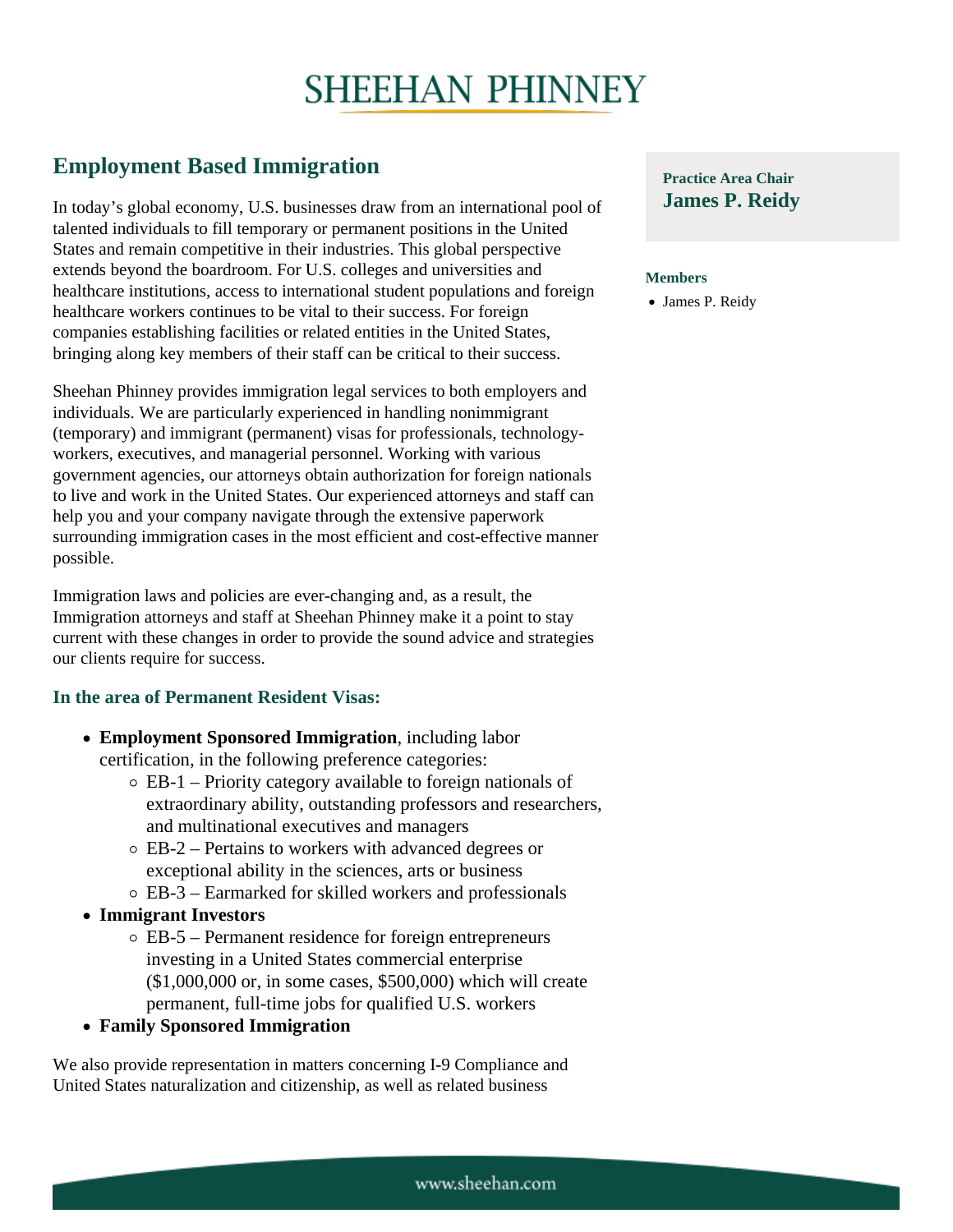# SHEEHAN PHINNEY

## Employment Based Immigration

**Practice Area Chair**
**James P. Reidy**

**Members**

- James P. Reidy

In today's global economy, U.S. businesses draw from an international pool of talented individuals to fill temporary or permanent positions in the United States and remain competitive in their industries. This global perspective extends beyond the boardroom. For U.S. colleges and universities and healthcare institutions, access to international student populations and foreign healthcare workers continues to be vital to their success. For foreign companies establishing facilities or related entities in the United States, bringing along key members of their staff can be critical to their success.

Sheehan Phinney provides immigration legal services to both employers and individuals. We are particularly experienced in handling nonimmigrant (temporary) and immigrant (permanent) visas for professionals, technology-workers, executives, and managerial personnel. Working with various government agencies, our attorneys obtain authorization for foreign nationals to live and work in the United States. Our experienced attorneys and staff can help you and your company navigate through the extensive paperwork surrounding immigration cases in the most efficient and cost-effective manner possible.

Immigration laws and policies are ever-changing and, as a result, the Immigration attorneys and staff at Sheehan Phinney make it a point to stay current with these changes in order to provide the sound advice and strategies our clients require for success.

### In the area of Permanent Resident Visas:

- **Employment Sponsored Immigration**, including labor certification, in the following preference categories:
  - EB-1 – Priority category available to foreign nationals of extraordinary ability, outstanding professors and researchers, and multinational executives and managers
  - EB-2 – Pertains to workers with advanced degrees or exceptional ability in the sciences, arts or business
  - EB-3 – Earmarked for skilled workers and professionals
- **Immigrant Investors**
  - EB-5 – Permanent residence for foreign entrepreneurs investing in a United States commercial enterprise ($1,000,000 or, in some cases, $500,000) which will create permanent, full-time jobs for qualified U.S. workers
- **Family Sponsored Immigration**

We also provide representation in matters concerning I-9 Compliance and United States naturalization and citizenship, as well as related business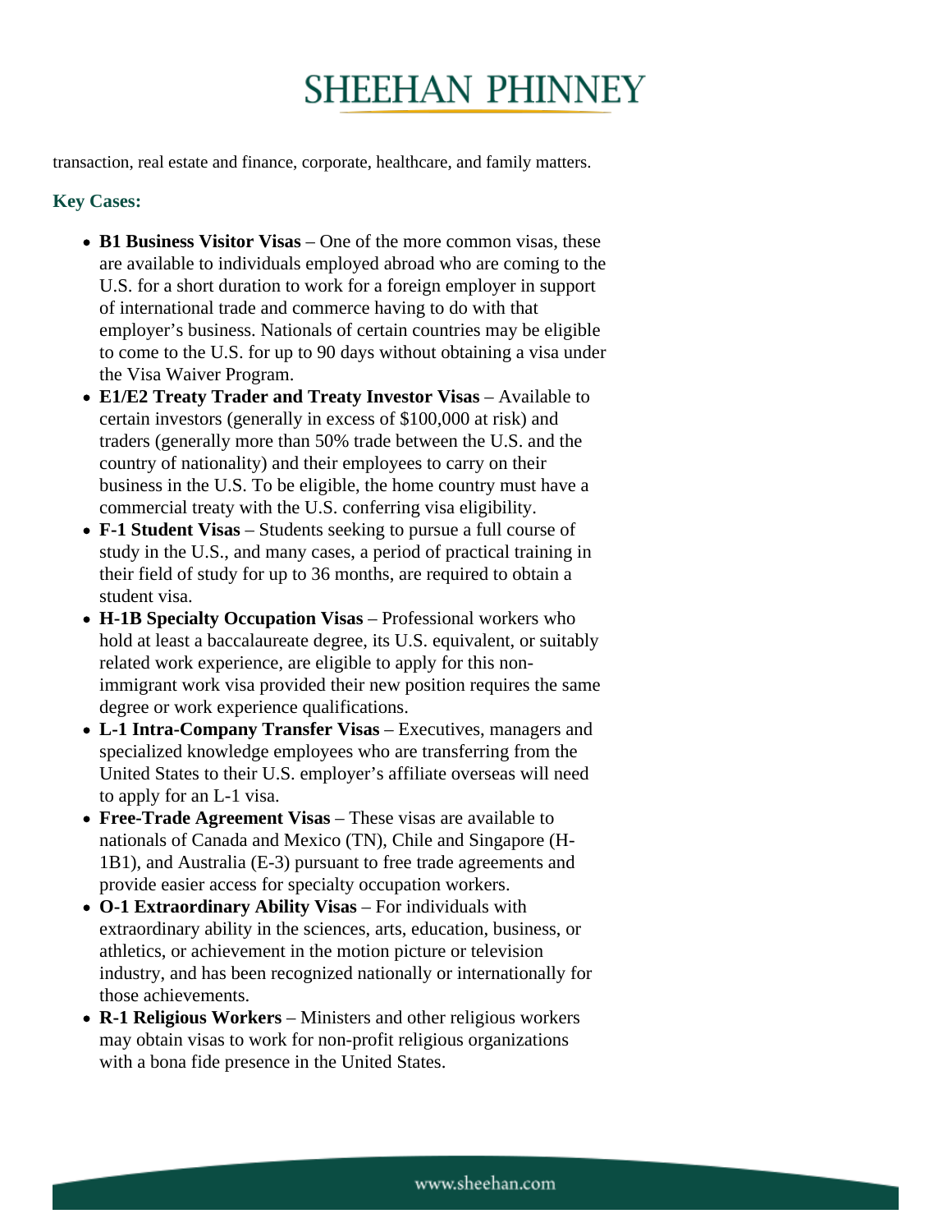transaction, real estate and finance, corporate, healthcare, and family matters.

**Key Cases:**

- **B1 Business Visitor Visas** – One of the more common visas, these are available to individuals employed abroad who are coming to the U.S. for a short duration to work for a foreign employer in support of international trade and commerce having to do with that employer's business. Nationals of certain countries may be eligible to come to the U.S. for up to 90 days without obtaining a visa under the Visa Waiver Program.
- **E1/E2 Treaty Trader and Treaty Investor Visas** – Available to certain investors (generally in excess of $100,000 at risk) and traders (generally more than 50% trade between the U.S. and the country of nationality) and their employees to carry on their business in the U.S. To be eligible, the home country must have a commercial treaty with the U.S. conferring visa eligibility.
- **F-1 Student Visas** – Students seeking to pursue a full course of study in the U.S., and many cases, a period of practical training in their field of study for up to 36 months, are required to obtain a student visa.
- **H-1B Specialty Occupation Visas** – Professional workers who hold at least a baccalaureate degree, its U.S. equivalent, or suitably related work experience, are eligible to apply for this non-immigrant work visa provided their new position requires the same degree or work experience qualifications.
- **L-1 Intra-Company Transfer Visas** – Executives, managers and specialized knowledge employees who are transferring from the United States to their U.S. employer's affiliate overseas will need to apply for an L-1 visa.
- **Free-Trade Agreement Visas** – These visas are available to nationals of Canada and Mexico (TN), Chile and Singapore (H-1B1), and Australia (E-3) pursuant to free trade agreements and provide easier access for specialty occupation workers.
- **O-1 Extraordinary Ability Visas** – For individuals with extraordinary ability in the sciences, arts, education, business, or athletics, or achievement in the motion picture or television industry, and has been recognized nationally or internationally for those achievements.
- **R-1 Religious Workers** – Ministers and other religious workers may obtain visas to work for non-profit religious organizations with a bona fide presence in the United States.